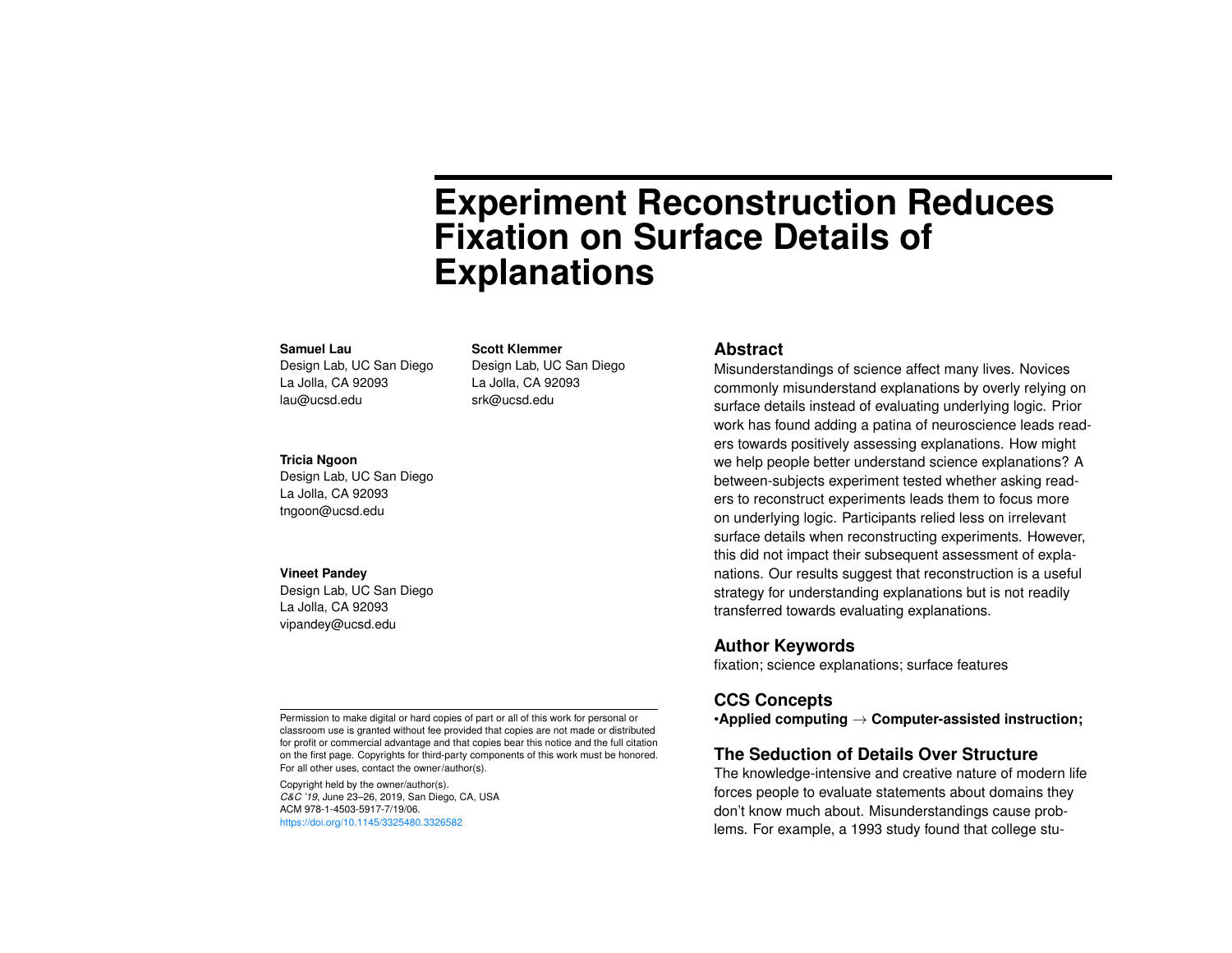# Experiment Reconstruction Reduces Fixation on Surface Details of Explanations

**Samuel Lau**
Design Lab, UC San Diego
La Jolla, CA 92093
lau@ucsd.edu

**Scott Klemmer**
Design Lab, UC San Diego
La Jolla, CA 92093
srk@ucsd.edu

**Tricia Ngoon**
Design Lab, UC San Diego
La Jolla, CA 92093
tngoon@ucsd.edu

**Vineet Pandey**
Design Lab, UC San Diego
La Jolla, CA 92093
vipandey@ucsd.edu

Permission to make digital or hard copies of part or all of this work for personal or classroom use is granted without fee provided that copies are not made or distributed for profit or commercial advantage and that copies bear this notice and the full citation on the first page. Copyrights for third-party components of this work must be honored. For all other uses, contact the owner/author(s).

Copyright held by the owner/author(s).
*C&C '19*, June 23–26, 2019, San Diego, CA, USA
ACM 978-1-4503-5917-7/19/06.
https://doi.org/10.1145/3325480.3326582

## Abstract

Misunderstandings of science affect many lives. Novices commonly misunderstand explanations by overly relying on surface details instead of evaluating underlying logic. Prior work has found adding a patina of neuroscience leads readers towards positively assessing explanations. How might we help people better understand science explanations? A between-subjects experiment tested whether asking readers to reconstruct experiments leads them to focus more on underlying logic. Participants relied less on irrelevant surface details when reconstructing experiments. However, this did not impact their subsequent assessment of explanations. Our results suggest that reconstruction is a useful strategy for understanding explanations but is not readily transferred towards evaluating explanations.

## Author Keywords

fixation; science explanations; surface features

## CCS Concepts

•**Applied computing** → **Computer-assisted instruction;**

## The Seduction of Details Over Structure

The knowledge-intensive and creative nature of modern life forces people to evaluate statements about domains they don't know much about. Misunderstandings cause problems. For example, a 1993 study found that college stu-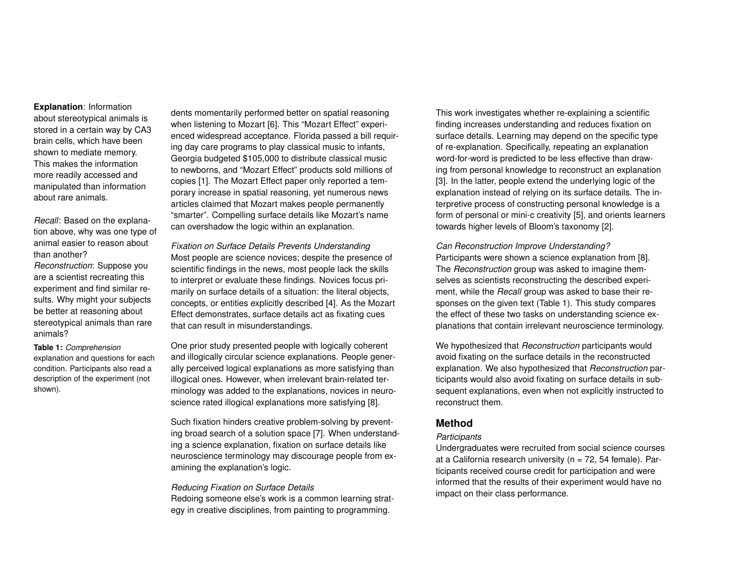**Explanation**: Information about stereotypical animals is stored in a certain way by CA3 brain cells, which have been shown to mediate memory. This makes the information more readily accessed and manipulated than information about rare animals.

*Recall*: Based on the explanation above, why was one type of animal easier to reason about than another?

*Reconstruction*: Suppose you are a scientist recreating this experiment and find similar results. Why might your subjects be better at reasoning about stereotypical animals than rare animals?

**Table 1:** *Comprehension* explanation and questions for each condition. Participants also read a description of the experiment (not shown).

dents momentarily performed better on spatial reasoning when listening to Mozart [6]. This "Mozart Effect" experienced widespread acceptance. Florida passed a bill requiring day care programs to play classical music to infants, Georgia budgeted $105,000 to distribute classical music to newborns, and "Mozart Effect" products sold millions of copies [1]. The Mozart Effect paper only reported a temporary increase in spatial reasoning, yet numerous news articles claimed that Mozart makes people permanently "smarter". Compelling surface details like Mozart's name can overshadow the logic within an explanation.

*Fixation on Surface Details Prevents Understanding*

Most people are science novices; despite the presence of scientific findings in the news, most people lack the skills to interpret or evaluate these findings. Novices focus primarily on surface details of a situation: the literal objects, concepts, or entities explicitly described [4]. As the Mozart Effect demonstrates, surface details act as fixating cues that can result in misunderstandings.

One prior study presented people with logically coherent and illogically circular science explanations. People generally perceived logical explanations as more satisfying than illogical ones. However, when irrelevant brain-related terminology was added to the explanations, novices in neuroscience rated illogical explanations more satisfying [8].

Such fixation hinders creative problem-solving by preventing broad search of a solution space [7]. When understanding a science explanation, fixation on surface details like neuroscience terminology may discourage people from examining the explanation's logic.

*Reducing Fixation on Surface Details*

Redoing someone else's work is a common learning strategy in creative disciplines, from painting to programming. This work investigates whether re-explaining a scientific finding increases understanding and reduces fixation on surface details. Learning may depend on the specific type of re-explanation. Specifically, repeating an explanation word-for-word is predicted to be less effective than drawing from personal knowledge to reconstruct an explanation [3]. In the latter, people extend the underlying logic of the explanation instead of relying on its surface details. The interpretive process of constructing personal knowledge is a form of personal or mini-c creativity [5], and orients learners towards higher levels of Bloom's taxonomy [2].

*Can Reconstruction Improve Understanding?*

Participants were shown a science explanation from [8]. The *Reconstruction* group was asked to imagine themselves as scientists reconstructing the described experiment, while the *Recall* group was asked to base their responses on the given text (Table 1). This study compares the effect of these two tasks on understanding science explanations that contain irrelevant neuroscience terminology.

We hypothesized that *Reconstruction* participants would avoid fixating on the surface details in the reconstructed explanation. We also hypothesized that *Reconstruction* participants would also avoid fixating on surface details in subsequent explanations, even when not explicitly instructed to reconstruct them.

## Method

*Participants*

Undergraduates were recruited from social science courses at a California research university (n = 72, 54 female). Participants received course credit for participation and were informed that the results of their experiment would have no impact on their class performance.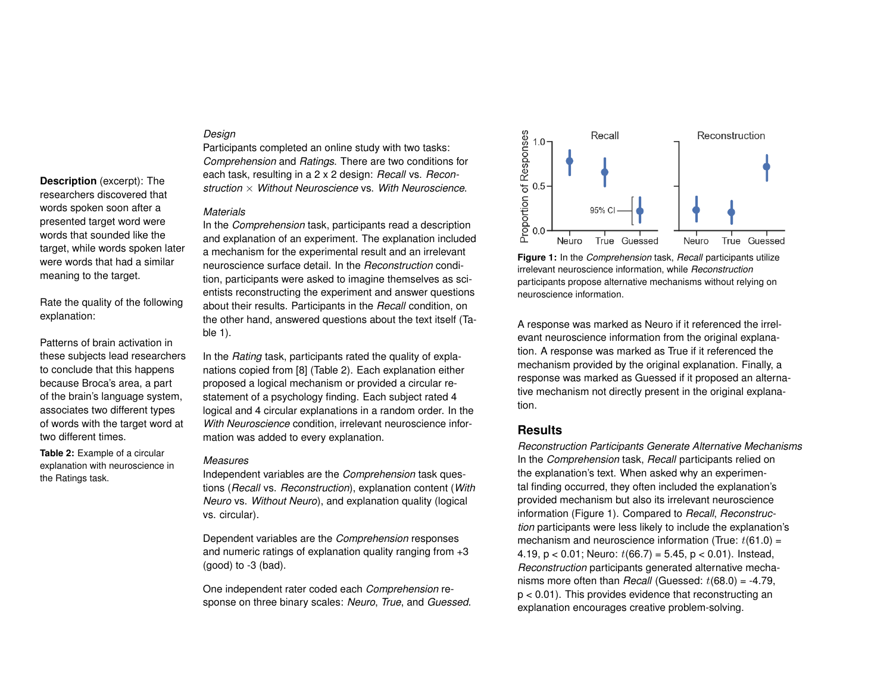**Description** (excerpt): The researchers discovered that words spoken soon after a presented target word were words that sounded like the target, while words spoken later were words that had a similar meaning to the target.

Rate the quality of the following explanation:

Patterns of brain activation in these subjects lead researchers to conclude that this happens because Broca's area, a part of the brain's language system, associates two different types of words with the target word at two different times.

**Table 2:** Example of a circular explanation with neuroscience in the Ratings task.

*Design*

Participants completed an online study with two tasks: *Comprehension* and *Ratings*. There are two conditions for each task, resulting in a 2 x 2 design: *Recall* vs. *Reconstruction* × *Without Neuroscience* vs. *With Neuroscience*.

*Materials*

In the *Comprehension* task, participants read a description and explanation of an experiment. The explanation included a mechanism for the experimental result and an irrelevant neuroscience surface detail. In the *Reconstruction* condition, participants were asked to imagine themselves as scientists reconstructing the experiment and answer questions about their results. Participants in the *Recall* condition, on the other hand, answered questions about the text itself (Table 1).

In the *Rating* task, participants rated the quality of explanations copied from [8] (Table 2). Each explanation either proposed a logical mechanism or provided a circular restatement of a psychology finding. Each subject rated 4 logical and 4 circular explanations in a random order. In the *With Neuroscience* condition, irrelevant neuroscience information was added to every explanation.

*Measures*

Independent variables are the *Comprehension* task questions (*Recall* vs. *Reconstruction*), explanation content (*With Neuro* vs. *Without Neuro*), and explanation quality (logical vs. circular).

Dependent variables are the *Comprehension* responses and numeric ratings of explanation quality ranging from +3 (good) to -3 (bad).

One independent rater coded each *Comprehension* response on three binary scales: *Neuro*, *True*, and *Guessed*.

**Figure 1:** In the *Comprehension* task, *Recall* participants utilize irrelevant neuroscience information, while *Reconstruction* participants propose alternative mechanisms without relying on neuroscience information.

A response was marked as Neuro if it referenced the irrelevant neuroscience information from the original explanation. A response was marked as True if it referenced the mechanism provided by the original explanation. Finally, a response was marked as Guessed if it proposed an alternative mechanism not directly present in the original explanation.

## Results

*Reconstruction Participants Generate Alternative Mechanisms*

In the *Comprehension* task, *Recall* participants relied on the explanation's text. When asked why an experimental finding occurred, they often included the explanation's provided mechanism but also its irrelevant neuroscience information (Figure 1). Compared to *Recall*, *Reconstruction* participants were less likely to include the explanation's mechanism and neuroscience information (True: $t(61.0) = 4.19$, $p < 0.01$; Neuro: $t(66.7) = 5.45$, $p < 0.01$). Instead, *Reconstruction* participants generated alternative mechanisms more often than *Recall* (Guessed: $t(68.0) = -4.79$, $p < 0.01$). This provides evidence that reconstructing an explanation encourages creative problem-solving.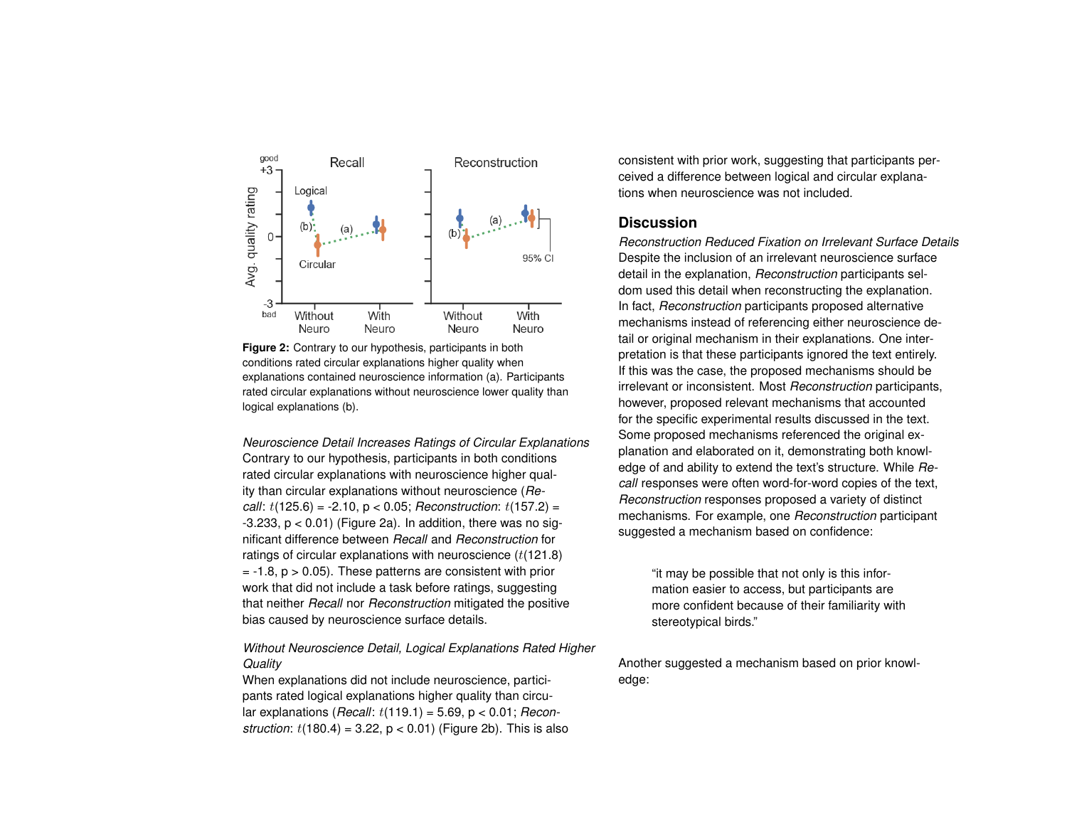**Figure 2:** Contrary to our hypothesis, participants in both conditions rated circular explanations higher quality when explanations contained neuroscience information (a). Participants rated circular explanations without neuroscience lower quality than logical explanations (b).

*Neuroscience Detail Increases Ratings of Circular Explanations*
Contrary to our hypothesis, participants in both conditions rated circular explanations with neuroscience higher quality than circular explanations without neuroscience (*Recall*: $t(125.6) = -2.10$, $p < 0.05$; *Reconstruction*: $t(157.2) = -3.233$, $p < 0.01$) (Figure 2a). In addition, there was no significant difference between *Recall* and *Reconstruction* for ratings of circular explanations with neuroscience ($t(121.8) = -1.8$, $p > 0.05$). These patterns are consistent with prior work that did not include a task before ratings, suggesting that neither *Recall* nor *Reconstruction* mitigated the positive bias caused by neuroscience surface details.

*Without Neuroscience Detail, Logical Explanations Rated Higher Quality*
When explanations did not include neuroscience, participants rated logical explanations higher quality than circular explanations (*Recall*: $t(119.1) = 5.69$, $p < 0.01$; *Reconstruction*: $t(180.4) = 3.22$, $p < 0.01$) (Figure 2b). This is also consistent with prior work, suggesting that participants perceived a difference between logical and circular explanations when neuroscience was not included.

## Discussion

*Reconstruction Reduced Fixation on Irrelevant Surface Details*
Despite the inclusion of an irrelevant neuroscience surface detail in the explanation, *Reconstruction* participants seldom used this detail when reconstructing the explanation. In fact, *Reconstruction* participants proposed alternative mechanisms instead of referencing either neuroscience detail or original mechanism in their explanations. One interpretation is that these participants ignored the text entirely. If this was the case, the proposed mechanisms should be irrelevant or inconsistent. Most *Reconstruction* participants, however, proposed relevant mechanisms that accounted for the specific experimental results discussed in the text. Some proposed mechanisms referenced the original explanation and elaborated on it, demonstrating both knowledge of and ability to extend the text's structure. While *Recall* responses were often word-for-word copies of the text, *Reconstruction* responses proposed a variety of distinct mechanisms. For example, one *Reconstruction* participant suggested a mechanism based on confidence:

> "it may be possible that not only is this information easier to access, but participants are more confident because of their familiarity with stereotypical birds."

Another suggested a mechanism based on prior knowledge: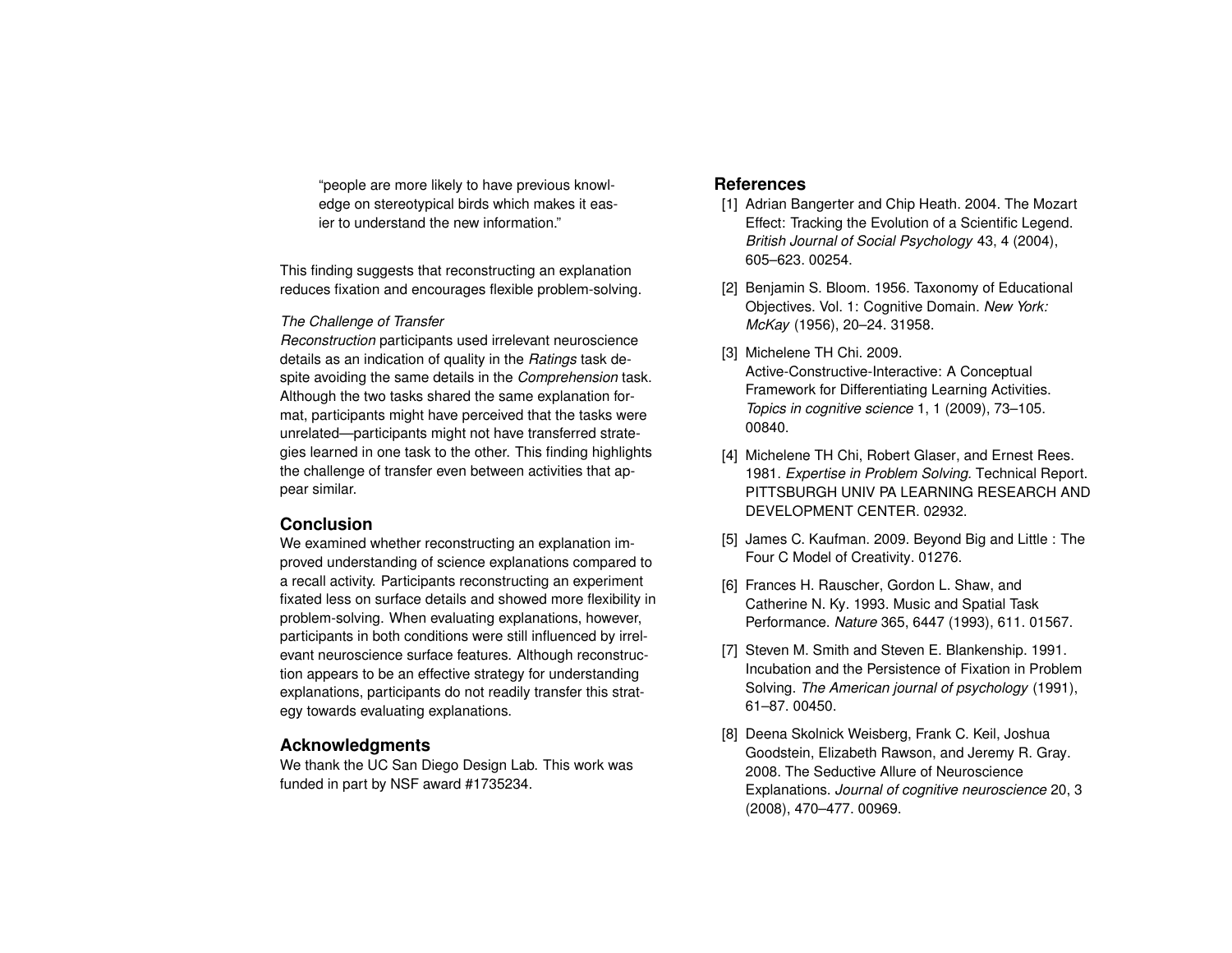> "people are more likely to have previous knowledge on stereotypical birds which makes it easier to understand the new information."

This finding suggests that reconstructing an explanation reduces fixation and encourages flexible problem-solving.

*The Challenge of Transfer*

*Reconstruction* participants used irrelevant neuroscience details as an indication of quality in the *Ratings* task despite avoiding the same details in the *Comprehension* task. Although the two tasks shared the same explanation format, participants might have perceived that the tasks were unrelated—participants might not have transferred strategies learned in one task to the other. This finding highlights the challenge of transfer even between activities that appear similar.

## Conclusion

We examined whether reconstructing an explanation improved understanding of science explanations compared to a recall activity. Participants reconstructing an experiment fixated less on surface details and showed more flexibility in problem-solving. When evaluating explanations, however, participants in both conditions were still influenced by irrelevant neuroscience surface features. Although reconstruction appears to be an effective strategy for understanding explanations, participants do not readily transfer this strategy towards evaluating explanations.

## Acknowledgments

We thank the UC San Diego Design Lab. This work was funded in part by NSF award #1735234.

## References

[1] Adrian Bangerter and Chip Heath. 2004. The Mozart Effect: Tracking the Evolution of a Scientific Legend. *British Journal of Social Psychology* 43, 4 (2004), 605–623. 00254.

[2] Benjamin S. Bloom. 1956. Taxonomy of Educational Objectives. Vol. 1: Cognitive Domain. *New York: McKay* (1956), 20–24. 31958.

[3] Michelene TH Chi. 2009. Active-Constructive-Interactive: A Conceptual Framework for Differentiating Learning Activities. *Topics in cognitive science* 1, 1 (2009), 73–105. 00840.

[4] Michelene TH Chi, Robert Glaser, and Ernest Rees. 1981. *Expertise in Problem Solving.* Technical Report. PITTSBURGH UNIV PA LEARNING RESEARCH AND DEVELOPMENT CENTER. 02932.

[5] James C. Kaufman. 2009. Beyond Big and Little : The Four C Model of Creativity. 01276.

[6] Frances H. Rauscher, Gordon L. Shaw, and Catherine N. Ky. 1993. Music and Spatial Task Performance. *Nature* 365, 6447 (1993), 611. 01567.

[7] Steven M. Smith and Steven E. Blankenship. 1991. Incubation and the Persistence of Fixation in Problem Solving. *The American journal of psychology* (1991), 61–87. 00450.

[8] Deena Skolnick Weisberg, Frank C. Keil, Joshua Goodstein, Elizabeth Rawson, and Jeremy R. Gray. 2008. The Seductive Allure of Neuroscience Explanations. *Journal of cognitive neuroscience* 20, 3 (2008), 470–477. 00969.